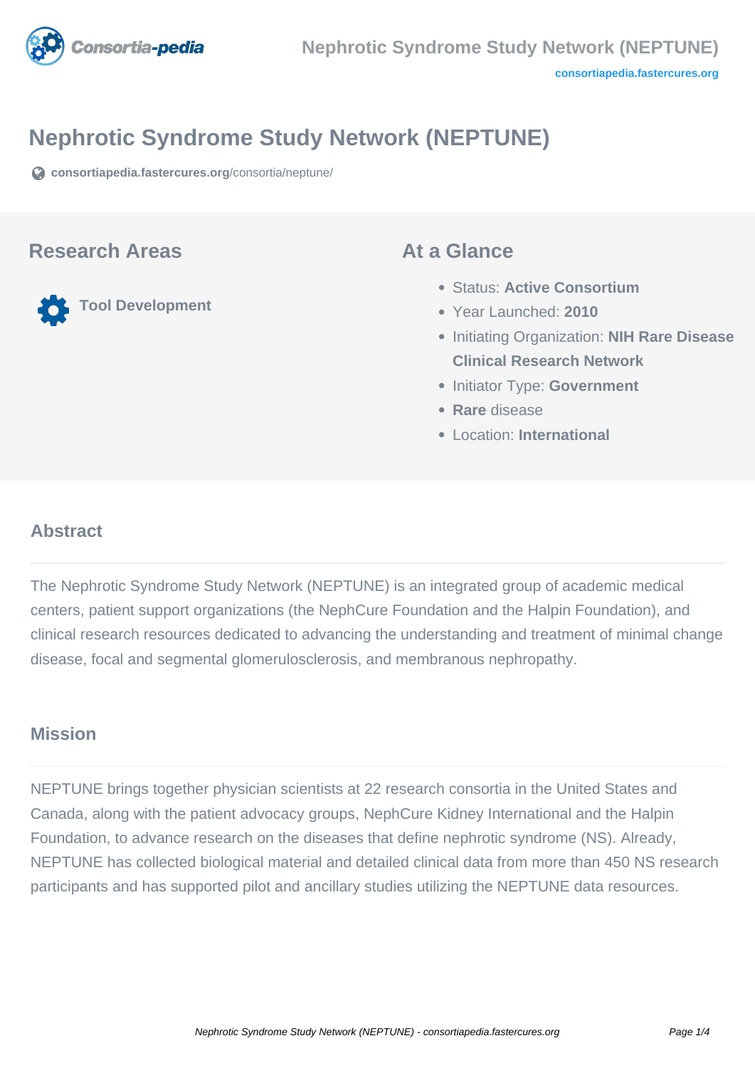# Nephrotic Syndrome Study Network (NEPTUNE)

consortiapedia.fastercures.org/consortia/neptune/

## Research Areas

Tool Development

## At a Glance

- Status: **Active Consortium**
- Year Launched: **2010**
- Initiating Organization: **NIH Rare Disease Clinical Research Network**
- Initiator Type: **Government**
- **Rare** disease
- Location: **International**

## Abstract

The Nephrotic Syndrome Study Network (NEPTUNE) is an integrated group of academic medical centers, patient support organizations (the NephCure Foundation and the Halpin Foundation), and clinical research resources dedicated to advancing the understanding and treatment of minimal change disease, focal and segmental glomerulosclerosis, and membranous nephropathy.

## Mission

NEPTUNE brings together physician scientists at 22 research consortia in the United States and Canada, along with the patient advocacy groups, NephCure Kidney International and the Halpin Foundation, to advance research on the diseases that define nephrotic syndrome (NS). Already, NEPTUNE has collected biological material and detailed clinical data from more than 450 NS research participants and has supported pilot and ancillary studies utilizing the NEPTUNE data resources.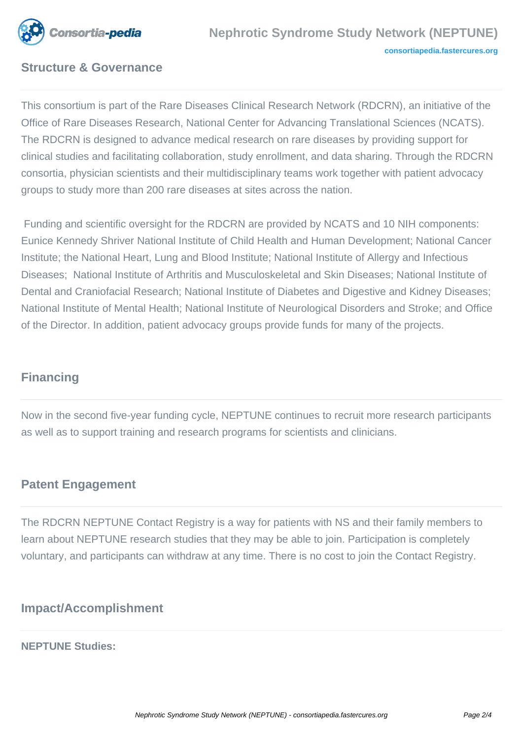## Structure & Governance

This consortium is part of the Rare Diseases Clinical Research Network (RDCRN), an initiative of the Office of Rare Diseases Research, National Center for Advancing Translational Sciences (NCATS). The RDCRN is designed to advance medical research on rare diseases by providing support for clinical studies and facilitating collaboration, study enrollment, and data sharing. Through the RDCRN consortia, physician scientists and their multidisciplinary teams work together with patient advocacy groups to study more than 200 rare diseases at sites across the nation.

Funding and scientific oversight for the RDCRN are provided by NCATS and 10 NIH components: Eunice Kennedy Shriver National Institute of Child Health and Human Development; National Cancer Institute; the National Heart, Lung and Blood Institute; National Institute of Allergy and Infectious Diseases; National Institute of Arthritis and Musculoskeletal and Skin Diseases; National Institute of Dental and Craniofacial Research; National Institute of Diabetes and Digestive and Kidney Diseases; National Institute of Mental Health; National Institute of Neurological Disorders and Stroke; and Office of the Director. In addition, patient advocacy groups provide funds for many of the projects.

## Financing

Now in the second five-year funding cycle, NEPTUNE continues to recruit more research participants as well as to support training and research programs for scientists and clinicians.

## Patent Engagement

The RDCRN NEPTUNE Contact Registry is a way for patients with NS and their family members to learn about NEPTUNE research studies that they may be able to join. Participation is completely voluntary, and participants can withdraw at any time. There is no cost to join the Contact Registry.

## Impact/Accomplishment

**NEPTUNE Studies:**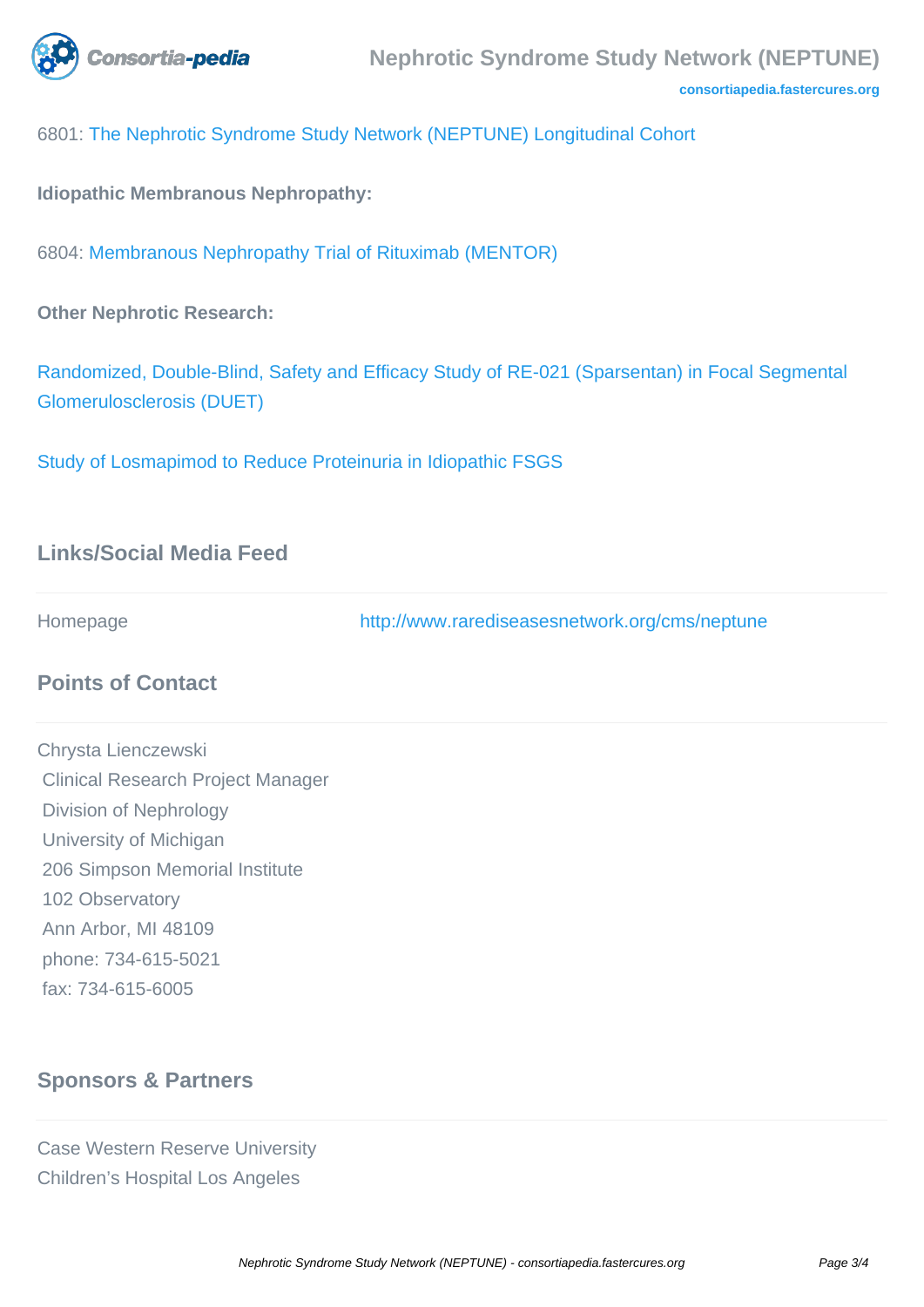6801: The Nephrotic Syndrome Study Network (NEPTUNE) Longitudinal Cohort

**Idiopathic Membranous Nephropathy:**

6804: Membranous Nephropathy Trial of Rituximab (MENTOR)

**Other Nephrotic Research:**

Randomized, Double-Blind, Safety and Efficacy Study of RE-021 (Sparsentan) in Focal Segmental Glomerulosclerosis (DUET)

Study of Losmapimod to Reduce Proteinuria in Idiopathic FSGS

## Links/Social Media Feed

| Homepage | http://www.rarediseasesnetwork.org/cms/neptune |
| --- | --- |

## Points of Contact

Chrysta Lienczewski
Clinical Research Project Manager
Division of Nephrology
University of Michigan
206 Simpson Memorial Institute
102 Observatory
Ann Arbor, MI 48109
phone: 734-615-5021
fax: 734-615-6005

## Sponsors & Partners

Case Western Reserve University
Children's Hospital Los Angeles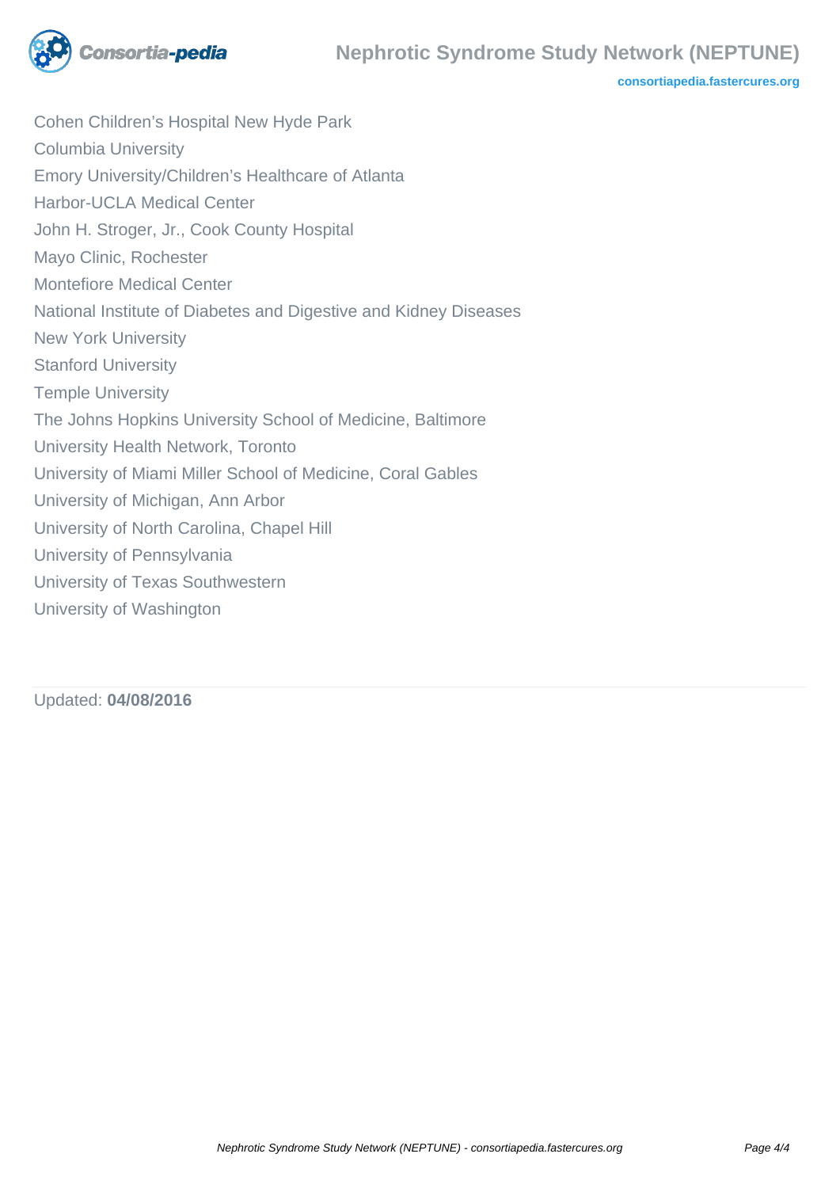Cohen Children's Hospital New Hyde Park
Columbia University
Emory University/Children's Healthcare of Atlanta
Harbor-UCLA Medical Center
John H. Stroger, Jr., Cook County Hospital
Mayo Clinic, Rochester
Montefiore Medical Center
National Institute of Diabetes and Digestive and Kidney Diseases
New York University
Stanford University
Temple University
The Johns Hopkins University School of Medicine, Baltimore
University Health Network, Toronto
University of Miami Miller School of Medicine, Coral Gables
University of Michigan, Ann Arbor
University of North Carolina, Chapel Hill
University of Pennsylvania
University of Texas Southwestern
University of Washington

Updated: **04/08/2016**